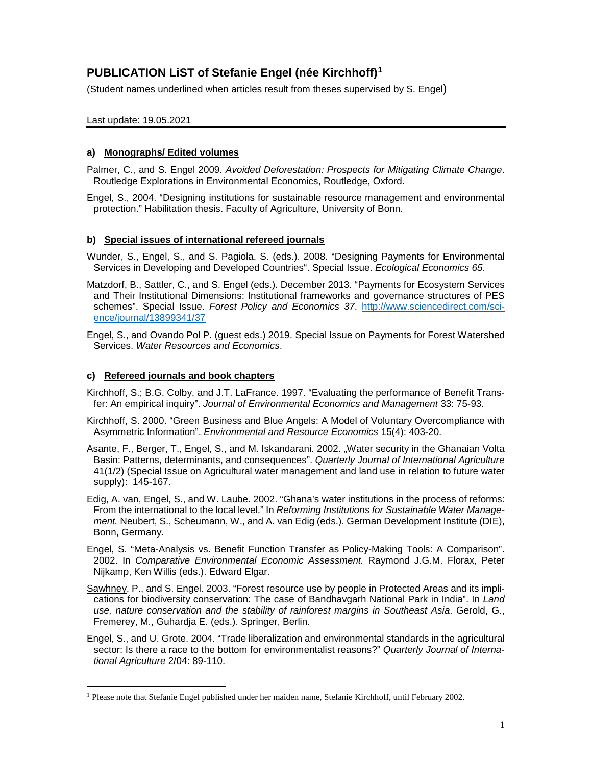# PUBLICATION LiST of Stefanie Engel (née Kirchhoff)[1]

(Student names underlined when articles result from theses supervised by S. Engel)

Last update: 19.05.2021

### a) Monographs/ Edited volumes

Palmer, C., and S. Engel 2009. *Avoided Deforestation: Prospects for Mitigating Climate Change*. Routledge Explorations in Environmental Economics, Routledge, Oxford.

Engel, S., 2004. "Designing institutions for sustainable resource management and environmental protection." Habilitation thesis. Faculty of Agriculture, University of Bonn.

### b) Special issues of international refereed journals

Wunder, S., Engel, S., and S. Pagiola, S. (eds.). 2008. "Designing Payments for Environmental Services in Developing and Developed Countries". Special Issue. *Ecological Economics 65*.

Matzdorf, B., Sattler, C., and S. Engel (eds.). December 2013. "Payments for Ecosystem Services and Their Institutional Dimensions: Institutional frameworks and governance structures of PES schemes". Special Issue. *Forest Policy and Economics 37*. http://www.sciencedirect.com/science/journal/13899341/37

Engel, S., and Ovando Pol P. (guest eds.) 2019. Special Issue on Payments for Forest Watershed Services. *Water Resources and Economics*.

### c) Refereed journals and book chapters

Kirchhoff, S.; B.G. Colby, and J.T. LaFrance. 1997. "Evaluating the performance of Benefit Transfer: An empirical inquiry". *Journal of Environmental Economics and Management* 33: 75-93.

Kirchhoff, S. 2000. "Green Business and Blue Angels: A Model of Voluntary Overcompliance with Asymmetric Information". *Environmental and Resource Economics* 15(4): 403-20.

Asante, F., Berger, T., Engel, S., and M. Iskandarani. 2002. „Water security in the Ghanaian Volta Basin: Patterns, determinants, and consequences". *Quarterly Journal of International Agriculture* 41(1/2) (Special Issue on Agricultural water management and land use in relation to future water supply): 145-167.

Edig, A. van, Engel, S., and W. Laube. 2002. "Ghana's water institutions in the process of reforms: From the international to the local level." In *Reforming Institutions for Sustainable Water Management.* Neubert, S., Scheumann, W., and A. van Edig (eds.). German Development Institute (DIE), Bonn, Germany.

Engel, S. "Meta-Analysis vs. Benefit Function Transfer as Policy-Making Tools: A Comparison". 2002. In *Comparative Environmental Economic Assessment.* Raymond J.G.M. Florax, Peter Nijkamp, Ken Willis (eds.). Edward Elgar.

<u>Sawhney</u>, P., and S. Engel. 2003. "Forest resource use by people in Protected Areas and its implications for biodiversity conservation: The case of Bandhavgarh National Park in India". In *Land use, nature conservation and the stability of rainforest margins in Southeast Asia*. Gerold, G., Fremerey, M., Guhardja E. (eds.). Springer, Berlin.

Engel, S., and U. Grote. 2004. "Trade liberalization and environmental standards in the agricultural sector: Is there a race to the bottom for environmentalist reasons?" *Quarterly Journal of International Agriculture* 2/04: 89-110.

[1] Please note that Stefanie Engel published under her maiden name, Stefanie Kirchhoff, until February 2002.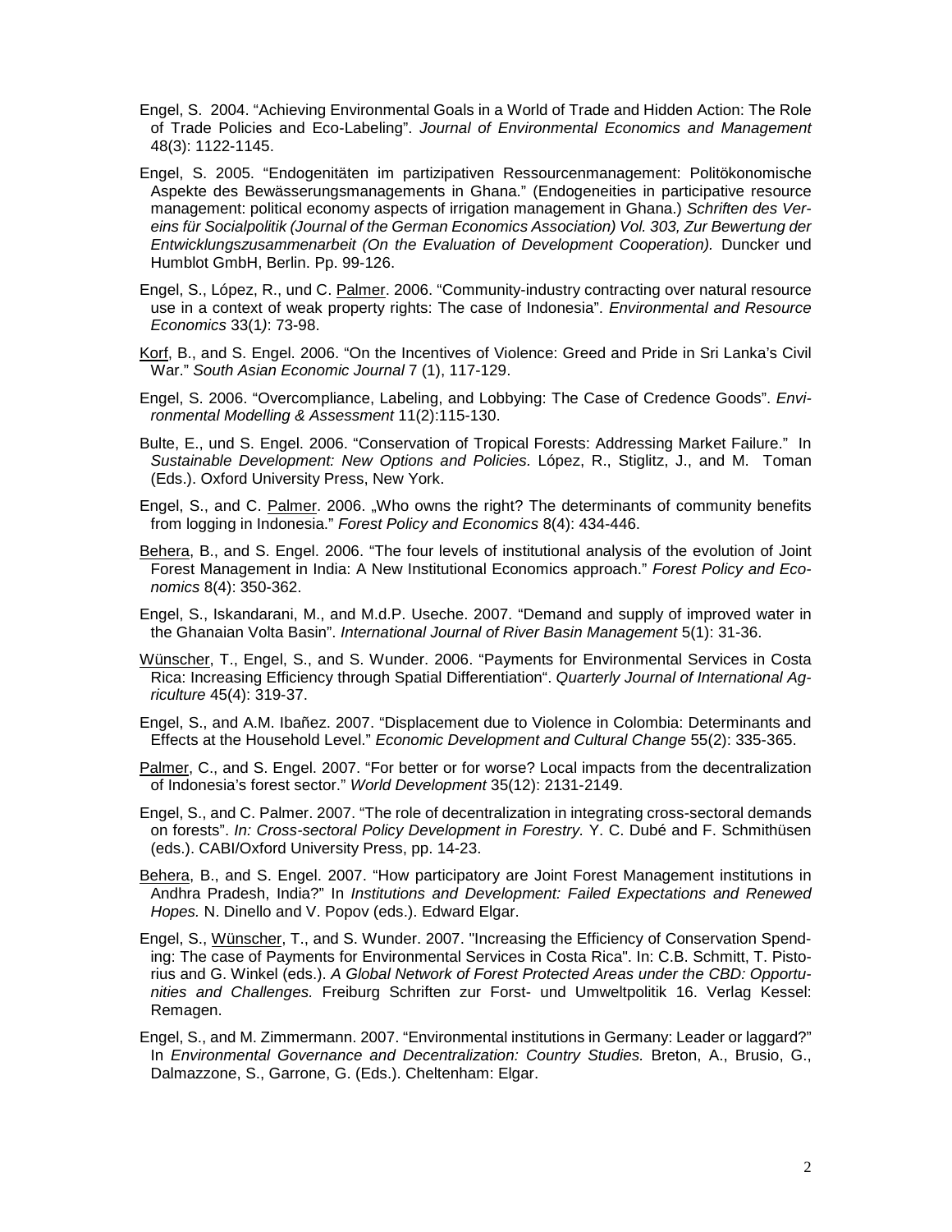Engel, S. 2004. “Achieving Environmental Goals in a World of Trade and Hidden Action: The Role of Trade Policies and Eco-Labeling”. *Journal of Environmental Economics and Management* 48(3): 1122-1145.

Engel, S. 2005. “Endogenitäten im partizipativen Ressourcenmanagement: Politökonomische Aspekte des Bewässerungsmanagements in Ghana.” (Endogeneities in participative resource management: political economy aspects of irrigation management in Ghana.) *Schriften des Vereins für Socialpolitik (Journal of the German Economics Association) Vol. 303, Zur Bewertung der Entwicklungszusammenarbeit (On the Evaluation of Development Cooperation).* Duncker und Humblot GmbH, Berlin. Pp. 99-126.

Engel, S., López, R., und C. Palmer. 2006. “Community-industry contracting over natural resource use in a context of weak property rights: The case of Indonesia”. *Environmental and Resource Economics* 33(1): 73-98.

Korf, B., and S. Engel. 2006. “On the Incentives of Violence: Greed and Pride in Sri Lanka’s Civil War.” *South Asian Economic Journal* 7 (1), 117-129.

Engel, S. 2006. “Overcompliance, Labeling, and Lobbying: The Case of Credence Goods”. *Environmental Modelling & Assessment* 11(2):115-130.

Bulte, E., und S. Engel. 2006. “Conservation of Tropical Forests: Addressing Market Failure.” In *Sustainable Development: New Options and Policies.* López, R., Stiglitz, J., and M. Toman (Eds.). Oxford University Press, New York.

Engel, S., and C. Palmer. 2006. „Who owns the right? The determinants of community benefits from logging in Indonesia.” *Forest Policy and Economics* 8(4): 434-446.

Behera, B., and S. Engel. 2006. “The four levels of institutional analysis of the evolution of Joint Forest Management in India: A New Institutional Economics approach.” *Forest Policy and Economics* 8(4): 350-362.

Engel, S., Iskandarani, M., and M.d.P. Useche. 2007. “Demand and supply of improved water in the Ghanaian Volta Basin”. *International Journal of River Basin Management* 5(1): 31-36.

Wünscher, T., Engel, S., and S. Wunder. 2006. “Payments for Environmental Services in Costa Rica: Increasing Efficiency through Spatial Differentiation“. *Quarterly Journal of International Agriculture* 45(4): 319-37.

Engel, S., and A.M. Ibañez. 2007. “Displacement due to Violence in Colombia: Determinants and Effects at the Household Level.” *Economic Development and Cultural Change* 55(2): 335-365.

Palmer, C., and S. Engel. 2007. “For better or for worse? Local impacts from the decentralization of Indonesia’s forest sector.” *World Development* 35(12): 2131-2149.

Engel, S., and C. Palmer. 2007. “The role of decentralization in integrating cross-sectoral demands on forests”. *In: Cross-sectoral Policy Development in Forestry.* Y. C. Dubé and F. Schmithüsen (eds.). CABI/Oxford University Press, pp. 14-23.

Behera, B., and S. Engel. 2007. “How participatory are Joint Forest Management institutions in Andhra Pradesh, India?” In *Institutions and Development: Failed Expectations and Renewed Hopes.* N. Dinello and V. Popov (eds.). Edward Elgar.

Engel, S., Wünscher, T., and S. Wunder. 2007. "Increasing the Efficiency of Conservation Spending: The case of Payments for Environmental Services in Costa Rica". In: C.B. Schmitt, T. Pistorius and G. Winkel (eds.). *A Global Network of Forest Protected Areas under the CBD: Opportunities and Challenges.* Freiburg Schriften zur Forst- und Umweltpolitik 16. Verlag Kessel: Remagen.

Engel, S., and M. Zimmermann. 2007. “Environmental institutions in Germany: Leader or laggard?” In *Environmental Governance and Decentralization: Country Studies.* Breton, A., Brusio, G., Dalmazzone, S., Garrone, G. (Eds.). Cheltenham: Elgar.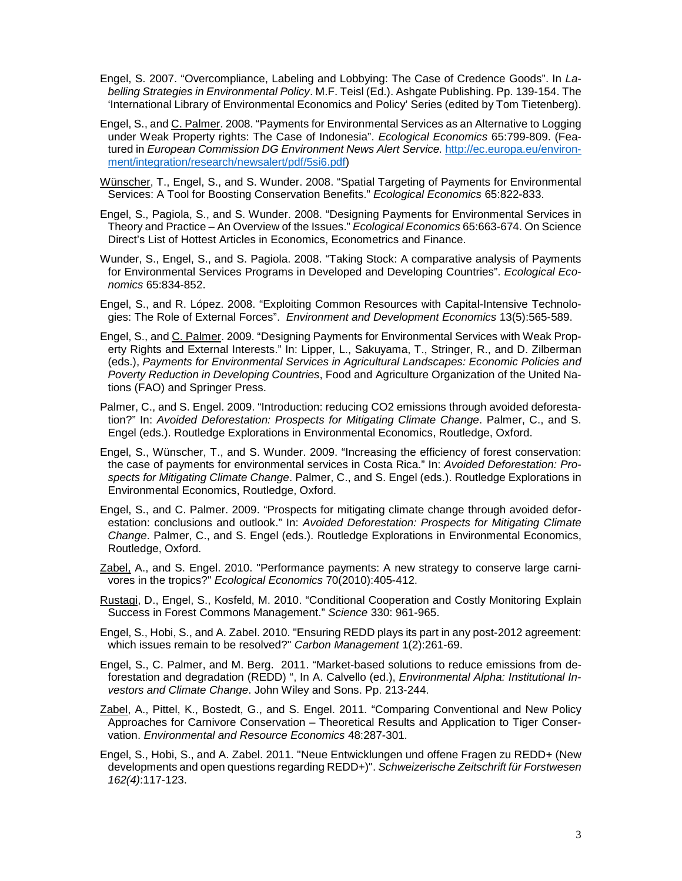Engel, S. 2007. "Overcompliance, Labeling and Lobbying: The Case of Credence Goods". In *Labelling Strategies in Environmental Policy*. M.F. Teisl (Ed.). Ashgate Publishing. Pp. 139-154. The 'International Library of Environmental Economics and Policy' Series (edited by Tom Tietenberg).

Engel, S., and <u>C. Palmer</u>. 2008. "Payments for Environmental Services as an Alternative to Logging under Weak Property rights: The Case of Indonesia". *Ecological Economics* 65:799-809. (Featured in *European Commission DG Environment News Alert Service.* [http://ec.europa.eu/environment/integration/research/newsalert/pdf/5si6.pdf](http://ec.europa.eu/environment/integration/research/newsalert/pdf/5si6.pdf))

<u>Wünscher</u>, T., Engel, S., and S. Wunder. 2008. "Spatial Targeting of Payments for Environmental Services: A Tool for Boosting Conservation Benefits." *Ecological Economics* 65:822-833.

Engel, S., Pagiola, S., and S. Wunder. 2008. "Designing Payments for Environmental Services in Theory and Practice – An Overview of the Issues." *Ecological Economics* 65:663-674. On Science Direct's List of Hottest Articles in Economics, Econometrics and Finance.

Wunder, S., Engel, S., and S. Pagiola. 2008. "Taking Stock: A comparative analysis of Payments for Environmental Services Programs in Developed and Developing Countries". *Ecological Economics* 65:834-852.

Engel, S., and R. López. 2008. "Exploiting Common Resources with Capital-Intensive Technologies: The Role of External Forces". *Environment and Development Economics* 13(5):565-589.

Engel, S., and <u>C. Palmer</u>. 2009. "Designing Payments for Environmental Services with Weak Property Rights and External Interests." In: Lipper, L., Sakuyama, T., Stringer, R., and D. Zilberman (eds.), *Payments for Environmental Services in Agricultural Landscapes: Economic Policies and Poverty Reduction in Developing Countries*, Food and Agriculture Organization of the United Nations (FAO) and Springer Press.

Palmer, C., and S. Engel. 2009. "Introduction: reducing CO2 emissions through avoided deforestation?" In: *Avoided Deforestation: Prospects for Mitigating Climate Change*. Palmer, C., and S. Engel (eds.). Routledge Explorations in Environmental Economics, Routledge, Oxford.

Engel, S., Wünscher, T., and S. Wunder. 2009. "Increasing the efficiency of forest conservation: the case of payments for environmental services in Costa Rica." In: *Avoided Deforestation: Prospects for Mitigating Climate Change*. Palmer, C., and S. Engel (eds.). Routledge Explorations in Environmental Economics, Routledge, Oxford.

Engel, S., and C. Palmer. 2009. "Prospects for mitigating climate change through avoided deforestation: conclusions and outlook." In: *Avoided Deforestation: Prospects for Mitigating Climate Change*. Palmer, C., and S. Engel (eds.). Routledge Explorations in Environmental Economics, Routledge, Oxford.

<u>Zabel,</u> A., and S. Engel. 2010. "Performance payments: A new strategy to conserve large carnivores in the tropics?" *Ecological Economics* 70(2010):405-412.

<u>Rustagi</u>, D., Engel, S., Kosfeld, M. 2010. "Conditional Cooperation and Costly Monitoring Explain Success in Forest Commons Management." *Science* 330: 961-965.

Engel, S., Hobi, S., and A. Zabel. 2010. "Ensuring REDD plays its part in any post-2012 agreement: which issues remain to be resolved?" *Carbon Management* 1(2):261-69.

Engel, S., C. Palmer, and M. Berg. 2011. "Market-based solutions to reduce emissions from deforestation and degradation (REDD) ", In A. Calvello (ed.), *Environmental Alpha: Institutional Investors and Climate Change*. John Wiley and Sons. Pp. 213-244.

<u>Zabel</u>, A., Pittel, K., Bostedt, G., and S. Engel. 2011. "Comparing Conventional and New Policy Approaches for Carnivore Conservation – Theoretical Results and Application to Tiger Conservation. *Environmental and Resource Economics* 48:287-301.

Engel, S., Hobi, S., and A. Zabel. 2011. "Neue Entwicklungen und offene Fragen zu REDD+ (New developments and open questions regarding REDD+)". *Schweizerische Zeitschrift für Forstwesen 162(4)*:117-123.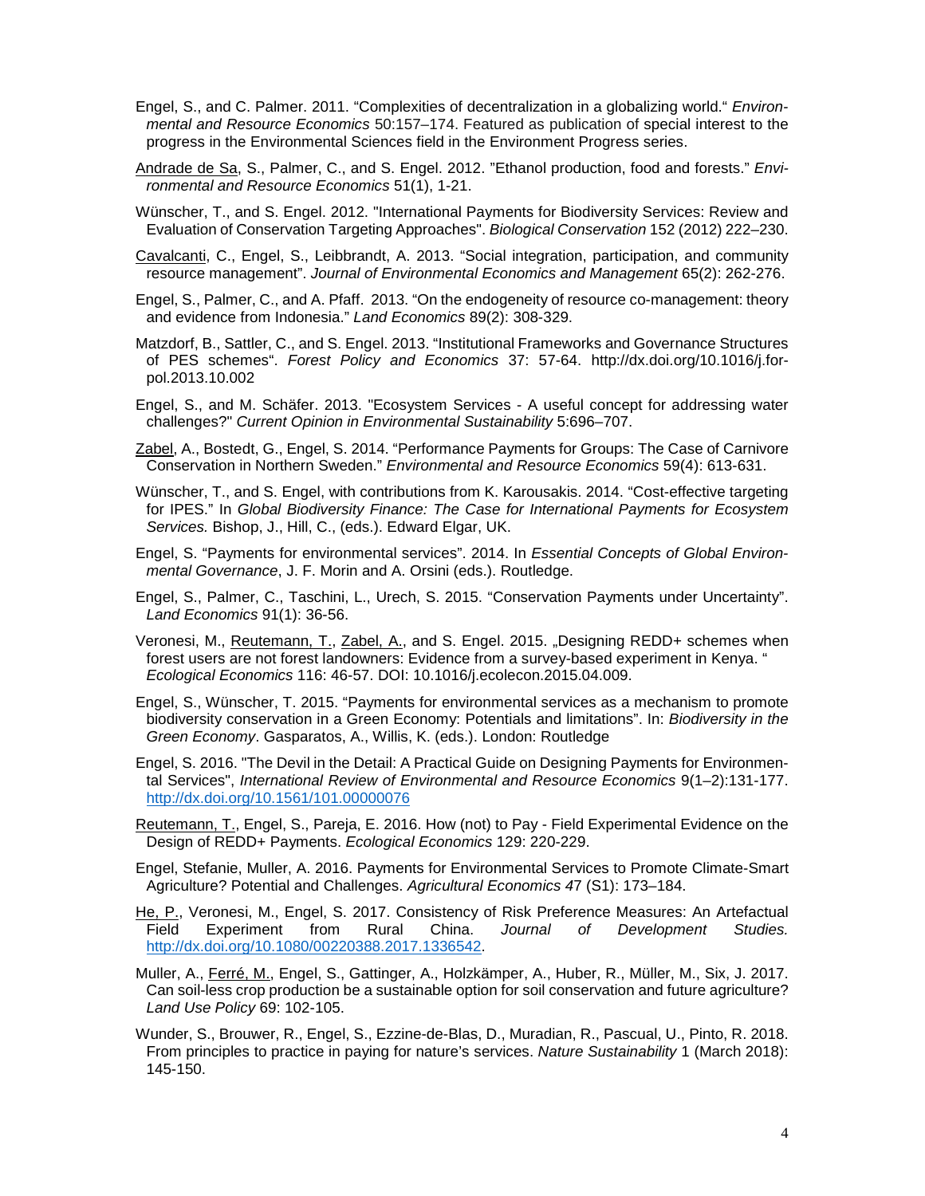Engel, S., and C. Palmer. 2011. "Complexities of decentralization in a globalizing world." *Environmental and Resource Economics* 50:157–174. Featured as publication of special interest to the progress in the Environmental Sciences field in the Environment Progress series.

<u>Andrade de Sa</u>, S., Palmer, C., and S. Engel. 2012. "Ethanol production, food and forests." *Environmental and Resource Economics* 51(1), 1-21.

Wünscher, T., and S. Engel. 2012. "International Payments for Biodiversity Services: Review and Evaluation of Conservation Targeting Approaches". *Biological Conservation* 152 (2012) 222–230.

<u>Cavalcanti</u>, C., Engel, S., Leibbrandt, A. 2013. "Social integration, participation, and community resource management". *Journal of Environmental Economics and Management* 65(2): 262-276.

Engel, S., Palmer, C., and A. Pfaff. 2013. "On the endogeneity of resource co-management: theory and evidence from Indonesia." *Land Economics* 89(2): 308-329.

Matzdorf, B., Sattler, C., and S. Engel. 2013. "Institutional Frameworks and Governance Structures of PES schemes". *Forest Policy and Economics* 37: 57-64. http://dx.doi.org/10.1016/j.forpol.2013.10.002

Engel, S., and M. Schäfer. 2013. "Ecosystem Services - A useful concept for addressing water challenges?" *Current Opinion in Environmental Sustainability* 5:696–707.

<u>Zabel</u>, A., Bostedt, G., Engel, S. 2014. "Performance Payments for Groups: The Case of Carnivore Conservation in Northern Sweden." *Environmental and Resource Economics* 59(4): 613-631.

Wünscher, T., and S. Engel, with contributions from K. Karousakis. 2014. "Cost-effective targeting for IPES." In *Global Biodiversity Finance: The Case for International Payments for Ecosystem Services.* Bishop, J., Hill, C., (eds.). Edward Elgar, UK.

Engel, S. "Payments for environmental services". 2014. In *Essential Concepts of Global Environmental Governance*, J. F. Morin and A. Orsini (eds.). Routledge.

Engel, S., Palmer, C., Taschini, L., Urech, S. 2015. "Conservation Payments under Uncertainty". *Land Economics* 91(1): 36-56.

Veronesi, M., <u>Reutemann, T.</u>, <u>Zabel, A.</u>, and S. Engel. 2015. „Designing REDD+ schemes when forest users are not forest landowners: Evidence from a survey-based experiment in Kenya. " *Ecological Economics* 116: 46-57. DOI: 10.1016/j.ecolecon.2015.04.009.

Engel, S., Wünscher, T. 2015. "Payments for environmental services as a mechanism to promote biodiversity conservation in a Green Economy: Potentials and limitations". In: *Biodiversity in the Green Economy*. Gasparatos, A., Willis, K. (eds.). London: Routledge

Engel, S. 2016. "The Devil in the Detail: A Practical Guide on Designing Payments for Environmental Services", *International Review of Environmental and Resource Economics* 9(1–2):131-177. http://dx.doi.org/10.1561/101.00000076

<u>Reutemann, T.</u>, Engel, S., Pareja, E. 2016. How (not) to Pay - Field Experimental Evidence on the Design of REDD+ Payments. *Ecological Economics* 129: 220-229.

Engel, Stefanie, Muller, A. 2016. Payments for Environmental Services to Promote Climate-Smart Agriculture? Potential and Challenges. *Agricultural Economics* 47 (S1): 173–184.

<u>He, P.</u>, Veronesi, M., Engel, S. 2017. Consistency of Risk Preference Measures: An Artefactual Field Experiment from Rural China. *Journal of Development Studies.* http://dx.doi.org/10.1080/00220388.2017.1336542.

Muller, A., <u>Ferré, M.</u>, Engel, S., Gattinger, A., Holzkämper, A., Huber, R., Müller, M., Six, J. 2017. Can soil-less crop production be a sustainable option for soil conservation and future agriculture? *Land Use Policy* 69: 102-105.

Wunder, S., Brouwer, R., Engel, S., Ezzine-de-Blas, D., Muradian, R., Pascual, U., Pinto, R. 2018. From principles to practice in paying for nature's services. *Nature Sustainability* 1 (March 2018): 145-150.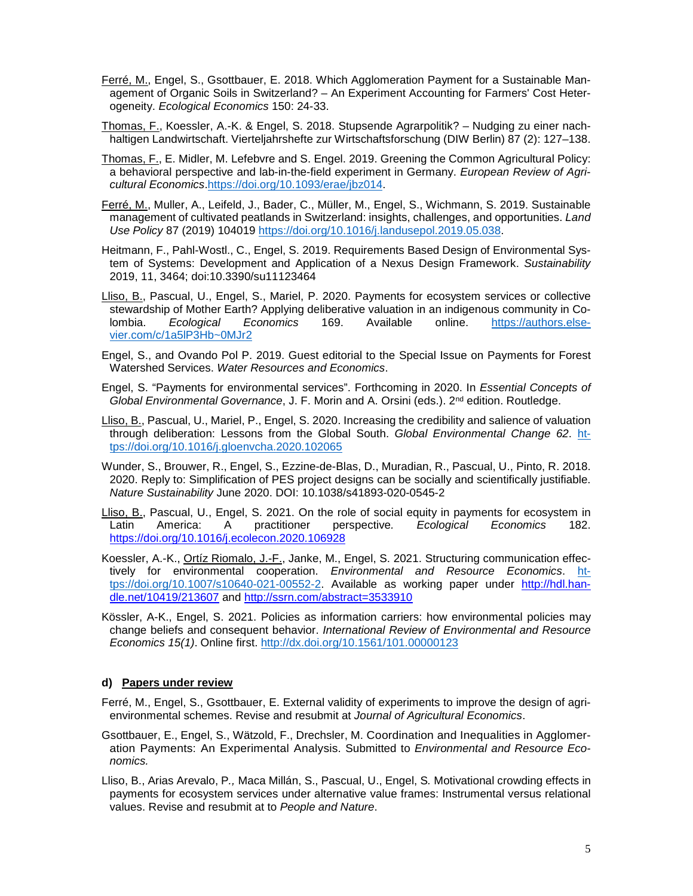Ferré, M., Engel, S., Gsottbauer, E. 2018. Which Agglomeration Payment for a Sustainable Management of Organic Soils in Switzerland? – An Experiment Accounting for Farmers' Cost Heterogeneity. *Ecological Economics* 150: 24-33.

Thomas, F., Koessler, A.-K. & Engel, S. 2018. Stupsende Agrarpolitik? – Nudging zu einer nachhaltigen Landwirtschaft. Vierteljahrshefte zur Wirtschaftsforschung (DIW Berlin) 87 (2): 127–138.

Thomas, F., E. Midler, M. Lefebvre and S. Engel. 2019. Greening the Common Agricultural Policy: a behavioral perspective and lab-in-the-field experiment in Germany. *European Review of Agricultural Economics*.https://doi.org/10.1093/erae/jbz014.

Ferré, M., Muller, A., Leifeld, J., Bader, C., Müller, M., Engel, S., Wichmann, S. 2019. Sustainable management of cultivated peatlands in Switzerland: insights, challenges, and opportunities. *Land Use Policy* 87 (2019) 104019 https://doi.org/10.1016/j.landusepol.2019.05.038.

Heitmann, F., Pahl-Wostl., C., Engel, S. 2019. Requirements Based Design of Environmental System of Systems: Development and Application of a Nexus Design Framework. *Sustainability* 2019, 11, 3464; doi:10.3390/su11123464

Lliso, B., Pascual, U., Engel, S., Mariel, P. 2020. Payments for ecosystem services or collective stewardship of Mother Earth? Applying deliberative valuation in an indigenous community in Colombia. *Ecological Economics* 169. Available online. https://authors.elsevier.com/c/1a5lP3Hb~0MJr2

Engel, S., and Ovando Pol P. 2019. Guest editorial to the Special Issue on Payments for Forest Watershed Services. *Water Resources and Economics*.

Engel, S. "Payments for environmental services". Forthcoming in 2020. In *Essential Concepts of Global Environmental Governance*, J. F. Morin and A. Orsini (eds.). 2nd edition. Routledge.

Lliso, B., Pascual, U., Mariel, P., Engel, S. 2020. Increasing the credibility and salience of valuation through deliberation: Lessons from the Global South. *Global Environmental Change 62*. https://doi.org/10.1016/j.gloenvcha.2020.102065

Wunder, S., Brouwer, R., Engel, S., Ezzine-de-Blas, D., Muradian, R., Pascual, U., Pinto, R. 2018. 2020. Reply to: Simplification of PES project designs can be socially and scientifically justifiable. *Nature Sustainability* June 2020. DOI: 10.1038/s41893-020-0545-2

Lliso, B., Pascual, U., Engel, S. 2021. On the role of social equity in payments for ecosystem in Latin America: A practitioner perspective*.* *Ecological Economics* 182. https://doi.org/10.1016/j.ecolecon.2020.106928

Koessler, A.-K., Ortíz Riomalo, J.-F., Janke, M., Engel, S. 2021. Structuring communication effectively for environmental cooperation. *Environmental and Resource Economics*. https://doi.org/10.1007/s10640-021-00552-2. Available as working paper under http://hdl.handle.net/10419/213607 and http://ssrn.com/abstract=3533910

Kössler, A-K., Engel, S. 2021. Policies as information carriers: how environmental policies may change beliefs and consequent behavior. *International Review of Environmental and Resource Economics 15(1)*. Online first. http://dx.doi.org/10.1561/101.00000123

#### d) Papers under review

Ferré, M., Engel, S., Gsottbauer, E. External validity of experiments to improve the design of agri-environmental schemes. Revise and resubmit at *Journal of Agricultural Economics*.

Gsottbauer, E., Engel, S., Wätzold, F., Drechsler, M. Coordination and Inequalities in Agglomeration Payments: An Experimental Analysis. Submitted to *Environmental and Resource Economics.*

Lliso, B., Arias Arevalo, P.*,* Maca Millán, S., Pascual, U., Engel, S*.* Motivational crowding effects in payments for ecosystem services under alternative value frames: Instrumental versus relational values. Revise and resubmit at to *People and Nature*.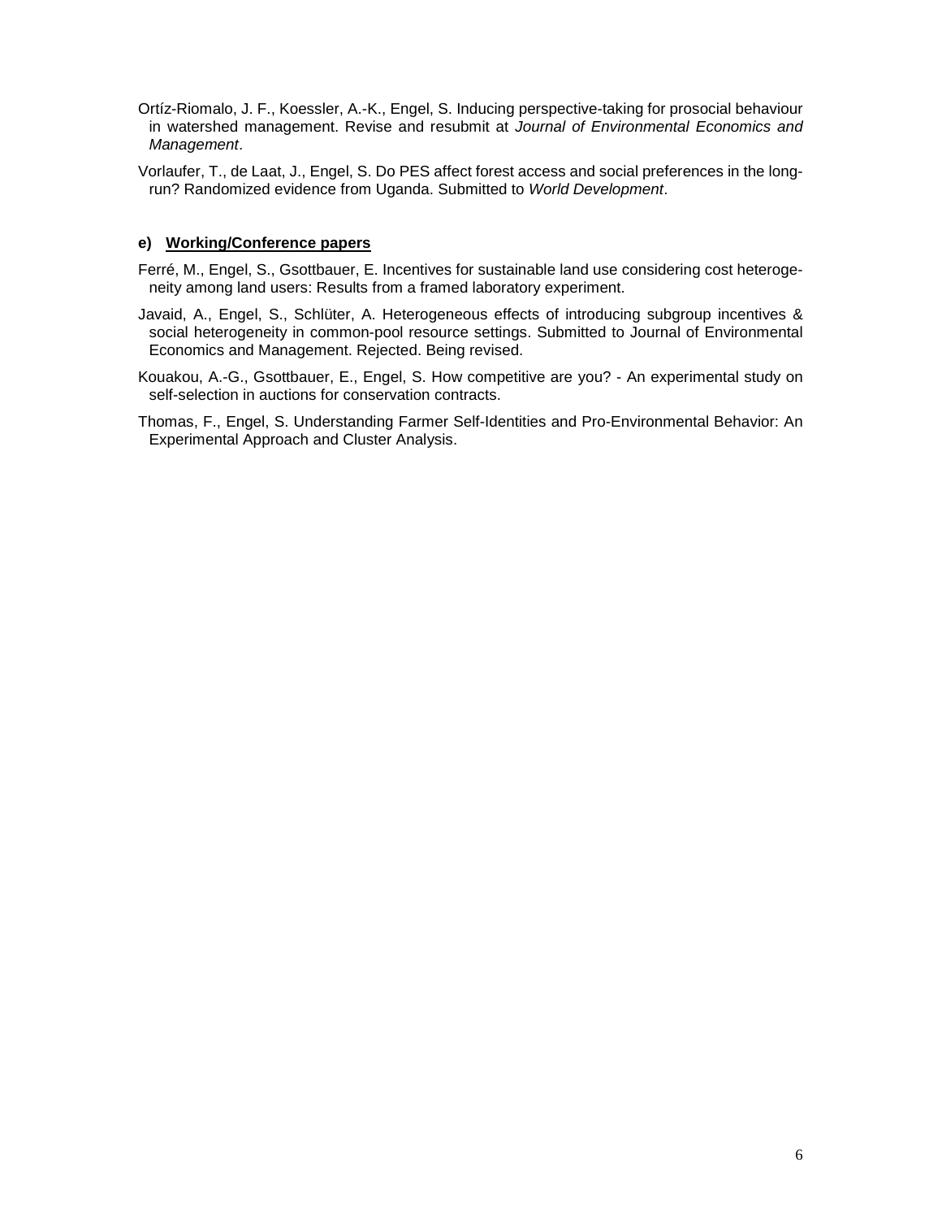Ortíz-Riomalo, J. F., Koessler, A.-K., Engel, S. Inducing perspective-taking for prosocial behaviour in watershed management. Revise and resubmit at *Journal of Environmental Economics and Management*.

Vorlaufer, T., de Laat, J., Engel, S. Do PES affect forest access and social preferences in the long-run? Randomized evidence from Uganda. Submitted to *World Development*.

#### e) Working/Conference papers

Ferré, M., Engel, S., Gsottbauer, E. Incentives for sustainable land use considering cost heterogeneity among land users: Results from a framed laboratory experiment.

Javaid, A., Engel, S., Schlüter, A. Heterogeneous effects of introducing subgroup incentives & social heterogeneity in common-pool resource settings. Submitted to Journal of Environmental Economics and Management. Rejected. Being revised.

Kouakou, A.-G., Gsottbauer, E., Engel, S. How competitive are you? - An experimental study on self-selection in auctions for conservation contracts.

Thomas, F., Engel, S. Understanding Farmer Self-Identities and Pro-Environmental Behavior: An Experimental Approach and Cluster Analysis.